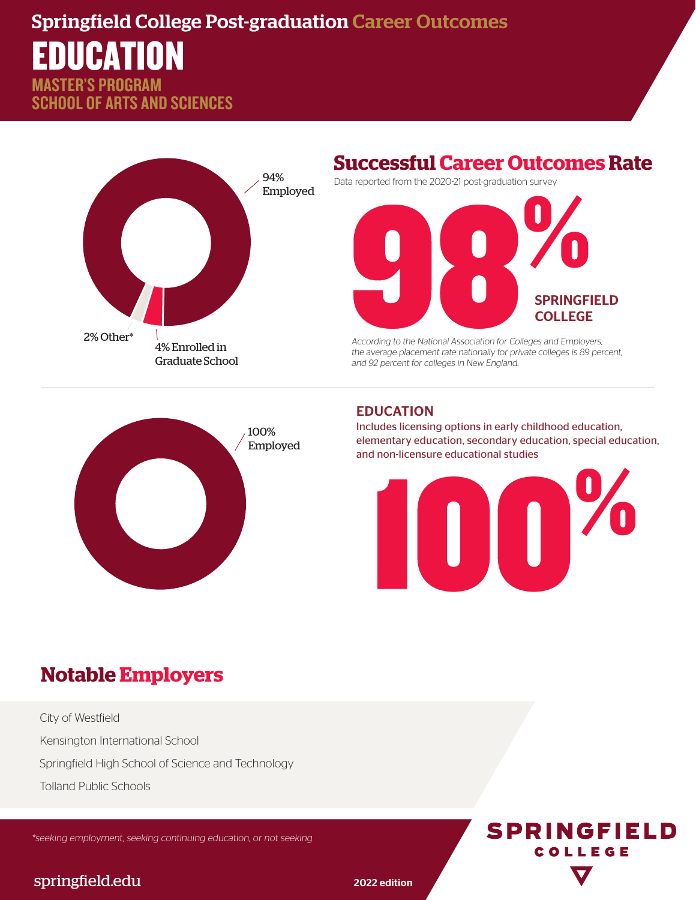# Springfield College Post-graduation Career Outcomes

# EDUCATION

## MASTER'S PROGRAM
## SCHOOL OF ARTS AND SCIENCES

94% Employed

4% Enrolled in Graduate School

2% Other*

## Successful Career Outcomes Rate

Data reported from the 2020-21 post-graduation survey

**98%** SPRINGFIELD COLLEGE

*According to the National Association for Colleges and Employers, the average placement rate nationally for private colleges is 89 percent, and 92 percent for colleges in New England.*

100% Employed

### EDUCATION

Includes licensing options in early childhood education, elementary education, secondary education, special education, and non-licensure educational studies

**100%**

## Notable Employers

- City of Westfield
- Kensington International School
- Springfield High School of Science and Technology
- Tolland Public Schools

*\*seeking employment, seeking continuing education, or not seeking*

springfield.edu

2022 edition

SPRINGFIELD COLLEGE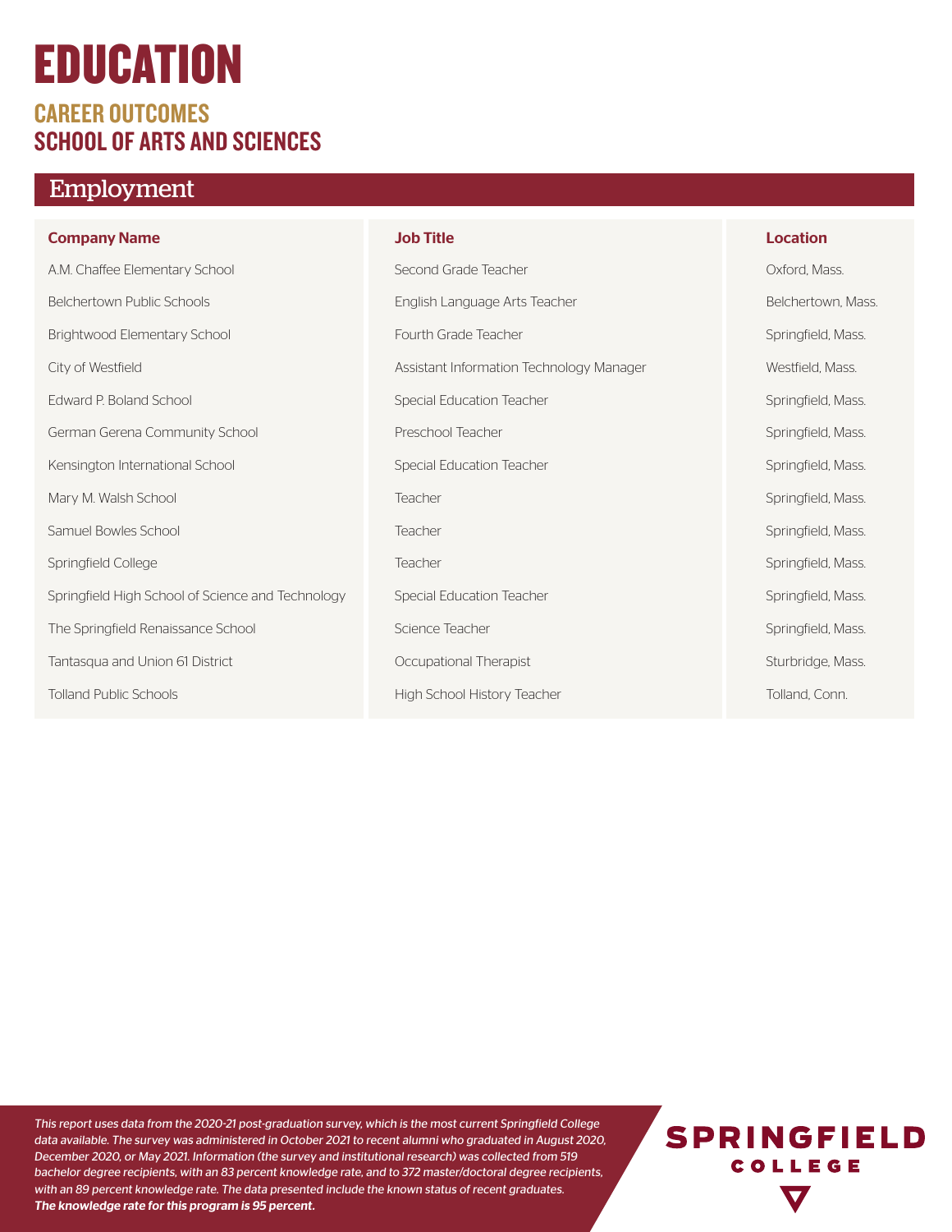# EDUCATION

## CAREER OUTCOMES
## SCHOOL OF ARTS AND SCIENCES

## Employment

| Company Name | Job Title | Location |
|---|---|---|
| A.M. Chaffee Elementary School | Second Grade Teacher | Oxford, Mass. |
| Belchertown Public Schools | English Language Arts Teacher | Belchertown, Mass. |
| Brightwood Elementary School | Fourth Grade Teacher | Springfield, Mass. |
| City of Westfield | Assistant Information Technology Manager | Westfield, Mass. |
| Edward P. Boland School | Special Education Teacher | Springfield, Mass. |
| German Gerena Community School | Preschool Teacher | Springfield, Mass. |
| Kensington International School | Special Education Teacher | Springfield, Mass. |
| Mary M. Walsh School | Teacher | Springfield, Mass. |
| Samuel Bowles School | Teacher | Springfield, Mass. |
| Springfield College | Teacher | Springfield, Mass. |
| Springfield High School of Science and Technology | Special Education Teacher | Springfield, Mass. |
| The Springfield Renaissance School | Science Teacher | Springfield, Mass. |
| Tantasqua and Union 61 District | Occupational Therapist | Sturbridge, Mass. |
| Tolland Public Schools | High School History Teacher | Tolland, Conn. |

*This report uses data from the 2020-21 post-graduation survey, which is the most current Springfield College data available. The survey was administered in October 2021 to recent alumni who graduated in August 2020, December 2020, or May 2021. Information (the survey and institutional research) was collected from 519 bachelor degree recipients, with an 83 percent knowledge rate, and to 372 master/doctoral degree recipients, with an 89 percent knowledge rate. The data presented include the known status of recent graduates.*
***The knowledge rate for this program is 95 percent.***

SPRINGFIELD COLLEGE